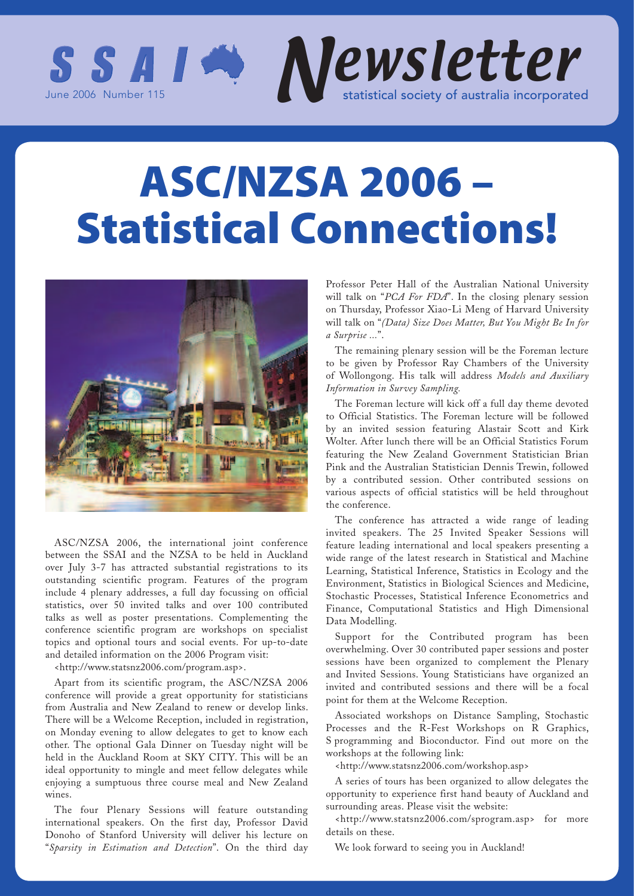# SSAI Newsletter

June 2006 Number 115

statistical society of australia incorporated

# ASC/NZSA 2006 – Statistical Connections!

ASC/NZSA 2006, the international joint conference between the SSAI and the NZSA to be held in Auckland over July 3-7 has attracted substantial registrations to its outstanding scientific program. Features of the program include 4 plenary addresses, a full day focussing on official statistics, over 50 invited talks and over 100 contributed talks as well as poster presentations. Complementing the conference scientific program are workshops on specialist topics and optional tours and social events. For up-to-date and detailed information on the 2006 Program visit:

<http://www.statsnz2006.com/program.asp>.

Apart from its scientific program, the ASC/NZSA 2006 conference will provide a great opportunity for statisticians from Australia and New Zealand to renew or develop links. There will be a Welcome Reception, included in registration, on Monday evening to allow delegates to get to know each other. The optional Gala Dinner on Tuesday night will be held in the Auckland Room at SKY CITY. This will be an ideal opportunity to mingle and meet fellow delegates while enjoying a sumptuous three course meal and New Zealand wines.

The four Plenary Sessions will feature outstanding international speakers. On the first day, Professor David Donoho of Stanford University will deliver his lecture on "*Sparsity in Estimation and Detection*". On the third day Professor Peter Hall of the Australian National University will talk on "*PCA For FDA*". In the closing plenary session on Thursday, Professor Xiao-Li Meng of Harvard University will talk on "*(Data) Size Does Matter, But You Might Be In for a Surprise ...*".

The remaining plenary session will be the Foreman lecture to be given by Professor Ray Chambers of the University of Wollongong. His talk will address *Models and Auxiliary Information in Survey Sampling.*

The Foreman lecture will kick off a full day theme devoted to Official Statistics. The Foreman lecture will be followed by an invited session featuring Alastair Scott and Kirk Wolter. After lunch there will be an Official Statistics Forum featuring the New Zealand Government Statistician Brian Pink and the Australian Statistician Dennis Trewin, followed by a contributed session. Other contributed sessions on various aspects of official statistics will be held throughout the conference.

The conference has attracted a wide range of leading invited speakers. The 25 Invited Speaker Sessions will feature leading international and local speakers presenting a wide range of the latest research in Statistical and Machine Learning, Statistical Inference, Statistics in Ecology and the Environment, Statistics in Biological Sciences and Medicine, Stochastic Processes, Statistical Inference Econometrics and Finance, Computational Statistics and High Dimensional Data Modelling.

Support for the Contributed program has been overwhelming. Over 30 contributed paper sessions and poster sessions have been organized to complement the Plenary and Invited Sessions. Young Statisticians have organized an invited and contributed sessions and there will be a focal point for them at the Welcome Reception.

Associated workshops on Distance Sampling, Stochastic Processes and the R-Fest Workshops on R Graphics, S programming and Bioconductor. Find out more on the workshops at the following link:

<http://www.statsnz2006.com/workshop.asp>

A series of tours has been organized to allow delegates the opportunity to experience first hand beauty of Auckland and surrounding areas. Please visit the website:

<http://www.statsnz2006.com/sprogram.asp> for more details on these.

We look forward to seeing you in Auckland!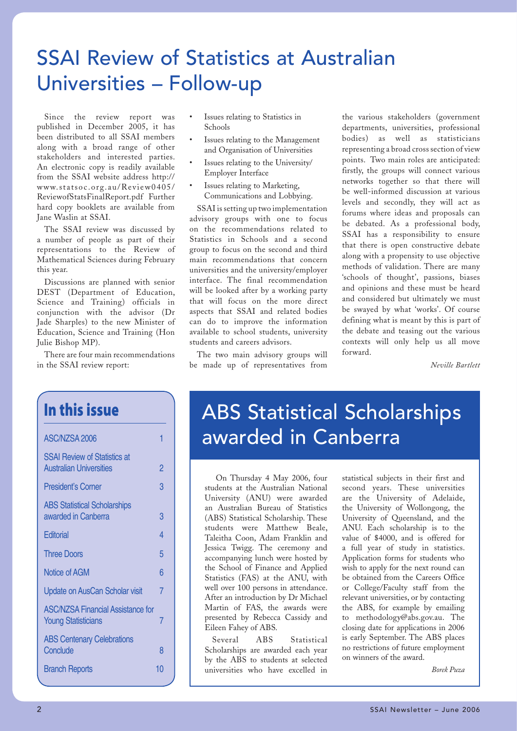# SSAI Review of Statistics at Australian Universities – Follow-up

Since the review report was published in December 2005, it has been distributed to all SSAI members along with a broad range of other stakeholders and interested parties. An electronic copy is readily available from the SSAI website address http://www.statsoc.org.au/Review0405/ReviewofStatsFinalReport.pdf Further hard copy booklets are available from Jane Waslin at SSAI.

The SSAI review was discussed by a number of people as part of their representations to the Review of Mathematical Sciences during February this year.

Discussions are planned with senior DEST (Department of Education, Science and Training) officials in conjunction with the advisor (Dr Jade Sharples) to the new Minister of Education, Science and Training (Hon Julie Bishop MP).

There are four main recommendations in the SSAI review report:

- Issues relating to Statistics in Schools
- Issues relating to the Management and Organisation of Universities
- Issues relating to the University/Employer Interface
- Issues relating to Marketing, Communications and Lobbying.

SSAI is setting up two implementation advisory groups with one to focus on the recommendations related to Statistics in Schools and a second group to focus on the second and third main recommendations that concern universities and the university/employer interface. The final recommendation will be looked after by a working party that will focus on the more direct aspects that SSAI and related bodies can do to improve the information available to school students, university students and careers advisors.

The two main advisory groups will be made up of representatives from the various stakeholders (government departments, universities, professional bodies) as well as statisticians representing a broad cross section of view points. Two main roles are anticipated: firstly, the groups will connect various networks together so that there will be well-informed discussion at various levels and secondly, they will act as forums where ideas and proposals can be debated. As a professional body, SSAI has a responsibility to ensure that there is open constructive debate along with a propensity to use objective methods of validation. There are many 'schools of thought', passions, biases and opinions and these must be heard and considered but ultimately we must be swayed by what 'works'. Of course defining what is meant by this is part of the debate and teasing out the various contexts will only help us all move forward.

*Neville Bartlett*

## In this issue

| | |
|---|---|
| ASC/NZSA 2006 | 1 |
| SSAI Review of Statistics at Australian Universities | 2 |
| President's Corner | 3 |
| ABS Statistical Scholarships awarded in Canberra | 3 |
| Editorial | 4 |
| Three Doors | 5 |
| Notice of AGM | 6 |
| Update on AusCan Scholar visit | 7 |
| ASC/NZSA Financial Assistance for Young Statisticians | 7 |
| ABS Centenary Celebrations Conclude | 8 |
| Branch Reports | 10 |

# ABS Statistical Scholarships awarded in Canberra

On Thursday 4 May 2006, four students at the Australian National University (ANU) were awarded an Australian Bureau of Statistics (ABS) Statistical Scholarship. These students were Matthew Beale, Taleitha Coon, Adam Franklin and Jessica Twigg. The ceremony and accompanying lunch were hosted by the School of Finance and Applied Statistics (FAS) at the ANU, with well over 100 persons in attendance. After an introduction by Dr Michael Martin of FAS, the awards were presented by Rebecca Cassidy and Eileen Fahey of ABS.

Several ABS Statistical Scholarships are awarded each year by the ABS to students at selected universities who have excelled in statistical subjects in their first and second years. These universities are the University of Adelaide, the University of Wollongong, the University of Queensland, and the ANU. Each scholarship is to the value of $4000, and is offered for a full year of study in statistics. Application forms for students who wish to apply for the next round can be obtained from the Careers Office or College/Faculty staff from the relevant universities, or by contacting the ABS, for example by emailing to methodology@abs.gov.au. The closing date for applications in 2006 is early September. The ABS places no restrictions of future employment on winners of the award.

*Borek Puza*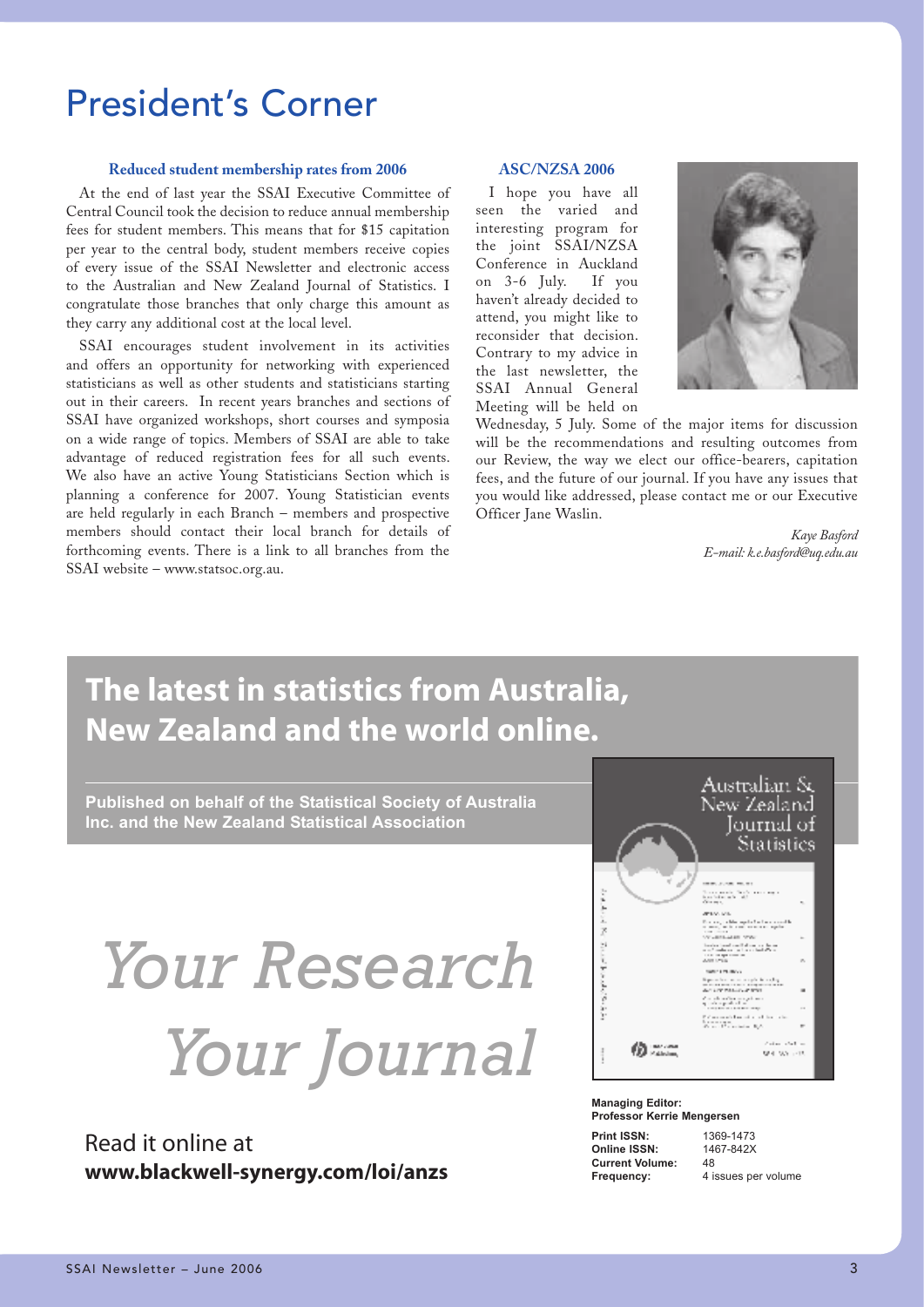# President's Corner

### Reduced student membership rates from 2006

At the end of last year the SSAI Executive Committee of Central Council took the decision to reduce annual membership fees for student members. This means that for $15 capitation per year to the central body, student members receive copies of every issue of the SSAI Newsletter and electronic access to the Australian and New Zealand Journal of Statistics. I congratulate those branches that only charge this amount as they carry any additional cost at the local level.

SSAI encourages student involvement in its activities and offers an opportunity for networking with experienced statisticians as well as other students and statisticians starting out in their careers. In recent years branches and sections of SSAI have organized workshops, short courses and symposia on a wide range of topics. Members of SSAI are able to take advantage of reduced registration fees for all such events. We also have an active Young Statisticians Section which is planning a conference for 2007. Young Statistician events are held regularly in each Branch – members and prospective members should contact their local branch for details of forthcoming events. There is a link to all branches from the SSAI website – www.statsoc.org.au.

### ASC/NZSA 2006

I hope you have all seen the varied and interesting program for the joint SSAI/NZSA Conference in Auckland on 3-6 July. If you haven't already decided to attend, you might like to reconsider that decision. Contrary to my advice in the last newsletter, the SSAI Annual General Meeting will be held on Wednesday, 5 July. Some of the major items for discussion will be the recommendations and resulting outcomes from our Review, the way we elect our office-bearers, capitation fees, and the future of our journal. If you have any issues that you would like addressed, please contact me or our Executive Officer Jane Waslin.

*Kaye Basford*
*E-mail: k.e.basford@uq.edu.au*

## The latest in statistics from Australia, New Zealand and the world online.

**Published on behalf of the Statistical Society of Australia Inc. and the New Zealand Statistical Association**

*Your Research*
*Your Journal*

Read it online at
**www.blackwell-synergy.com/loi/anzs**

Australian & New Zealand Journal of Statistics

**Managing Editor:**
**Professor Kerrie Mengersen**

| | |
|---|---|
| **Print ISSN:** | 1369-1473 |
| **Online ISSN:** | 1467-842X |
| **Current Volume:** | 48 |
| **Frequency:** | 4 issues per volume |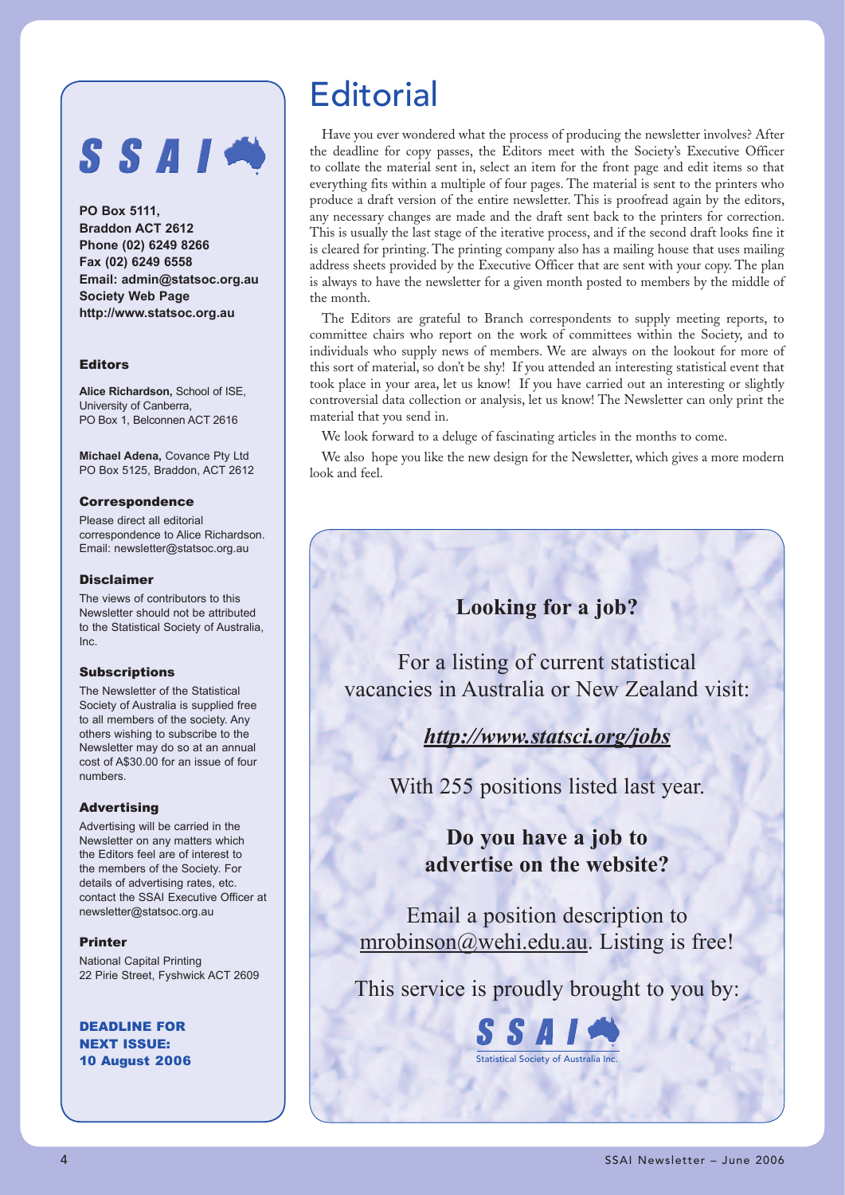# SSAI

**PO Box 5111,**
**Braddon ACT 2612**
**Phone (02) 6249 8266**
**Fax (02) 6249 6558**
**Email: admin@statsoc.org.au**
**Society Web Page**
**http://www.statsoc.org.au**

### Editors

**Alice Richardson,** School of ISE, University of Canberra, PO Box 1, Belconnen ACT 2616

**Michael Adena,** Covance Pty Ltd PO Box 5125, Braddon, ACT 2612

### Correspondence

Please direct all editorial correspondence to Alice Richardson. Email: newsletter@statsoc.org.au

### Disclaimer

The views of contributors to this Newsletter should not be attributed to the Statistical Society of Australia, Inc.

### Subscriptions

The Newsletter of the Statistical Society of Australia is supplied free to all members of the society. Any others wishing to subscribe to the Newsletter may do so at an annual cost of A$30.00 for an issue of four numbers.

### Advertising

Advertising will be carried in the Newsletter on any matters which the Editors feel are of interest to the members of the Society. For details of advertising rates, etc. contact the SSAI Executive Officer at newsletter@statsoc.org.au

### Printer

National Capital Printing
22 Pirie Street, Fyshwick ACT 2609

**DEADLINE FOR NEXT ISSUE: 10 August 2006**

# Editorial

Have you ever wondered what the process of producing the newsletter involves? After the deadline for copy passes, the Editors meet with the Society's Executive Officer to collate the material sent in, select an item for the front page and edit items so that everything fits within a multiple of four pages. The material is sent to the printers who produce a draft version of the entire newsletter. This is proofread again by the editors, any necessary changes are made and the draft sent back to the printers for correction. This is usually the last stage of the iterative process, and if the second draft looks fine it is cleared for printing. The printing company also has a mailing house that uses mailing address sheets provided by the Executive Officer that are sent with your copy. The plan is always to have the newsletter for a given month posted to members by the middle of the month.

The Editors are grateful to Branch correspondents to supply meeting reports, to committee chairs who report on the work of committees within the Society, and to individuals who supply news of members. We are always on the lookout for more of this sort of material, so don't be shy! If you attended an interesting statistical event that took place in your area, let us know! If you have carried out an interesting or slightly controversial data collection or analysis, let us know! The Newsletter can only print the material that you send in.

We look forward to a deluge of fascinating articles in the months to come.

We also hope you like the new design for the Newsletter, which gives a more modern look and feel.

**Looking for a job?**

For a listing of current statistical vacancies in Australia or New Zealand visit:

***http://www.statsci.org/jobs***

With 255 positions listed last year.

**Do you have a job to advertise on the website?**

Email a position description to mrobinson@wehi.edu.au. Listing is free!

This service is proudly brought to you by:

SSAI
Statistical Society of Australia Inc.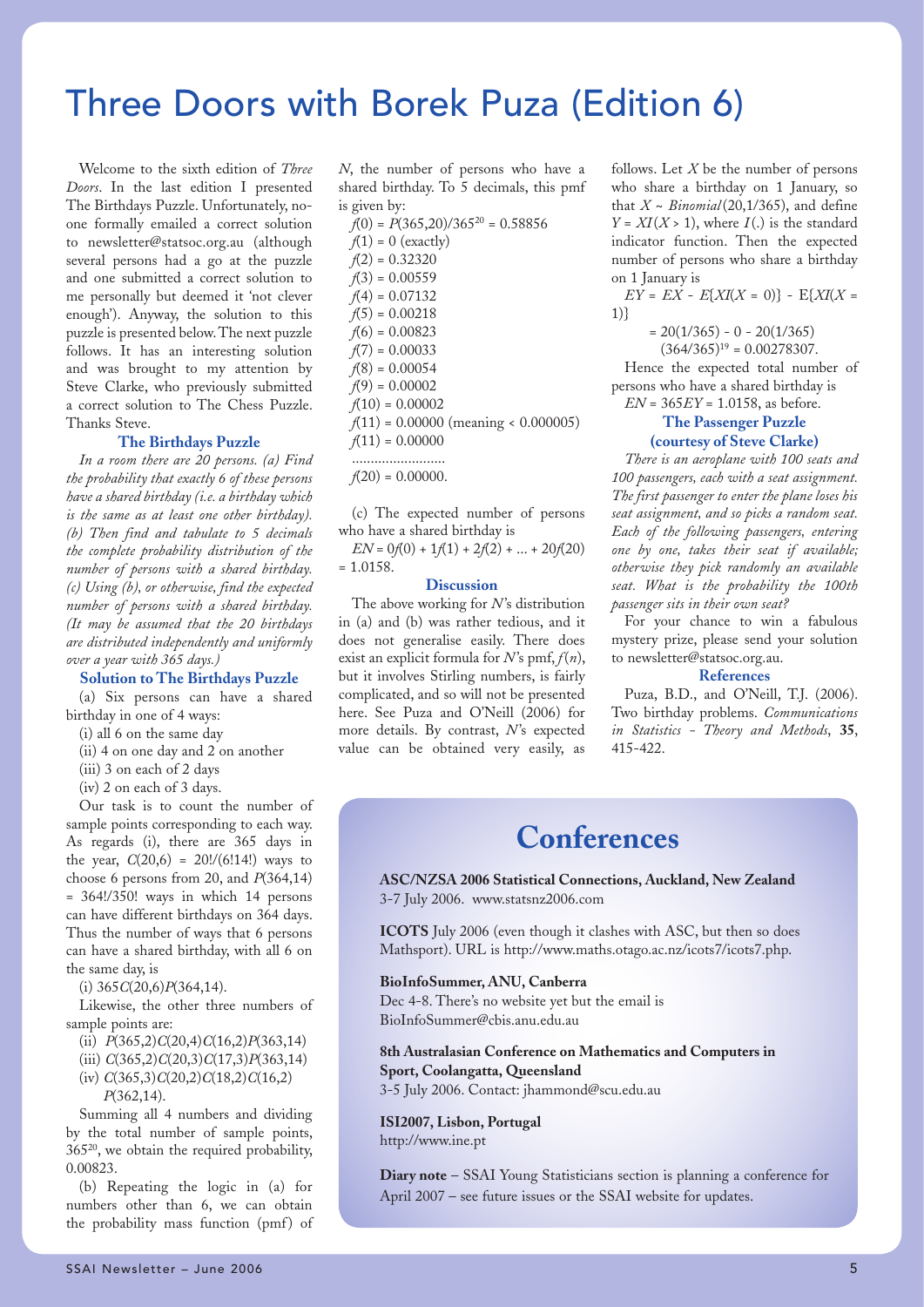# Three Doors with Borek Puza (Edition 6)

Welcome to the sixth edition of *Three Doors*. In the last edition I presented The Birthdays Puzzle. Unfortunately, no-one formally emailed a correct solution to newsletter@statsoc.org.au (although several persons had a go at the puzzle and one submitted a correct solution to me personally but deemed it 'not clever enough'). Anyway, the solution to this puzzle is presented below. The next puzzle follows. It has an interesting solution and was brought to my attention by Steve Clarke, who previously submitted a correct solution to The Chess Puzzle. Thanks Steve.

### The Birthdays Puzzle

*In a room there are 20 persons. (a) Find the probability that exactly 6 of these persons have a shared birthday (i.e. a birthday which is the same as at least one other birthday). (b) Then find and tabulate to 5 decimals the complete probability distribution of the number of persons with a shared birthday. (c) Using (b), or otherwise, find the expected number of persons with a shared birthday. (It may be assumed that the 20 birthdays are distributed independently and uniformly over a year with 365 days.)*

### Solution to The Birthdays Puzzle

(a) Six persons can have a shared birthday in one of 4 ways:

(i) all 6 on the same day
(ii) 4 on one day and 2 on another
(iii) 3 on each of 2 days
(iv) 2 on each of 3 days.

Our task is to count the number of sample points corresponding to each way. As regards (i), there are 365 days in the year, $C(20,6) = 20!/(6!14!)$ ways to choose 6 persons from 20, and $P(364,14) = 364!/350!$ ways in which 14 persons can have different birthdays on 364 days. Thus the number of ways that 6 persons can have a shared birthday, with all 6 on the same day, is

(i) $365C(20,6)P(364,14)$.

Likewise, the other three numbers of sample points are:

(ii) $P(365,2)C(20,4)C(16,2)P(363,14)$
(iii) $C(365,2)C(20,3)C(17,3)P(363,14)$
(iv) $C(365,3)C(20,2)C(18,2)C(16,2)$
$P(362,14)$.

Summing all 4 numbers and dividing by the total number of sample points, $365^{20}$, we obtain the required probability, 0.00823.

(b) Repeating the logic in (a) for numbers other than 6, we can obtain the probability mass function (pmf) of $N$, the number of persons who have a shared birthday. To 5 decimals, this pmf is given by:

$f(0) = P(365,20)/365^{20} = 0.58856$
$f(1) = 0$ (exactly)
$f(2) = 0.32320$
$f(3) = 0.00559$
$f(4) = 0.07132$
$f(5) = 0.00218$
$f(6) = 0.00823$
$f(7) = 0.00033$
$f(8) = 0.00054$
$f(9) = 0.00002$
$f(10) = 0.00002$
$f(11) = 0.00000$ (meaning < 0.000005)
$f(11) = 0.00000$
.........................
$f(20) = 0.00000$.

(c) The expected number of persons who have a shared birthday is

$EN = 0f(0) + 1f(1) + 2f(2) + ... + 20f(20) = 1.0158$.

### Discussion

The above working for $N$'s distribution in (a) and (b) was rather tedious, and it does not generalise easily. There does exist an explicit formula for $N$'s pmf, $f(n)$, but it involves Stirling numbers, is fairly complicated, and so will not be presented here. See Puza and O'Neill (2006) for more details. By contrast, $N$'s expected value can be obtained very easily, as follows. Let $X$ be the number of persons who share a birthday on 1 January, so that $X \sim Binomial(20,1/365)$, and define $Y = XI(X > 1)$, where $I(.)$ is the standard indicator function. Then the expected number of persons who share a birthday on 1 January is

$EY = EX - E\{XI(X = 0)\} - E\{XI(X = 1)\}$

$= 20(1/365) - 0 - 20(1/365)$
$(364/365)^{19} = 0.00278307$.

Hence the expected total number of persons who have a shared birthday is

$EN = 365EY = 1.0158$, as before.

### The Passenger Puzzle (courtesy of Steve Clarke)

*There is an aeroplane with 100 seats and 100 passengers, each with a seat assignment. The first passenger to enter the plane loses his seat assignment, and so picks a random seat. Each of the following passengers, entering one by one, takes their seat if available; otherwise they pick randomly an available seat. What is the probability the 100th passenger sits in their own seat?*

For your chance to win a fabulous mystery prize, please send your solution to newsletter@statsoc.org.au.

### References

Puza, B.D., and O'Neill, T.J. (2006). Two birthday problems. *Communications in Statistics - Theory and Methods*, **35**, 415-422.

# Conferences

**ASC/NZSA 2006 Statistical Connections, Auckland, New Zealand**
3-7 July 2006. www.statsnz2006.com

**ICOTS** July 2006 (even though it clashes with ASC, but then so does Mathsport). URL is http://www.maths.otago.ac.nz/icots7/icots7.php.

**BioInfoSummer, ANU, Canberra**
Dec 4-8. There's no website yet but the email is BioInfoSummer@cbis.anu.edu.au

**8th Australasian Conference on Mathematics and Computers in Sport, Coolangatta, Queensland**
3-5 July 2006. Contact: jhammond@scu.edu.au

**ISI2007, Lisbon, Portugal**
http://www.ine.pt

**Diary note** – SSAI Young Statisticians section is planning a conference for April 2007 – see future issues or the SSAI website for updates.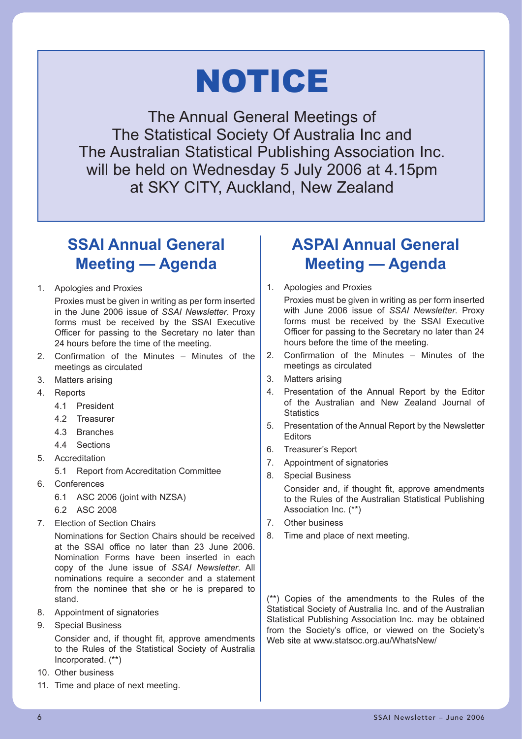# NOTICE

The Annual General Meetings of
The Statistical Society Of Australia Inc and
The Australian Statistical Publishing Association Inc.
will be held on Wednesday 5 July 2006 at 4.15pm
at SKY CITY, Auckland, New Zealand

## SSAI Annual General Meeting — Agenda

1. Apologies and Proxies

   Proxies must be given in writing as per form inserted in the June 2006 issue of *SSAI Newsletter*. Proxy forms must be received by the SSAI Executive Officer for passing to the Secretary no later than 24 hours before the time of the meeting.

2. Confirmation of the Minutes – Minutes of the meetings as circulated
3. Matters arising
4. Reports
   - 4.1 President
   - 4.2 Treasurer
   - 4.3 Branches
   - 4.4 Sections
5. Accreditation
   - 5.1 Report from Accreditation Committee
6. Conferences
   - 6.1 ASC 2006 (joint with NZSA)
   - 6.2 ASC 2008
7. Election of Section Chairs

   Nominations for Section Chairs should be received at the SSAI office no later than 23 June 2006. Nomination Forms have been inserted in each copy of the June issue of *SSAI Newsletter*. All nominations require a seconder and a statement from the nominee that she or he is prepared to stand.

8. Appointment of signatories
9. Special Business

   Consider and, if thought fit, approve amendments to the Rules of the Statistical Society of Australia Incorporated. (**)

10. Other business
11. Time and place of next meeting.

## ASPAI Annual General Meeting — Agenda

1. Apologies and Proxies

   Proxies must be given in writing as per form inserted with June 2006 issue of *SSAI Newsletter*. Proxy forms must be received by the SSAI Executive Officer for passing to the Secretary no later than 24 hours before the time of the meeting.

2. Confirmation of the Minutes – Minutes of the meetings as circulated
3. Matters arising
4. Presentation of the Annual Report by the Editor of the Australian and New Zealand Journal of Statistics
5. Presentation of the Annual Report by the Newsletter Editors
6. Treasurer's Report
7. Appointment of signatories
8. Special Business

   Consider and, if thought fit, approve amendments to the Rules of the Australian Statistical Publishing Association Inc. (**)

7. Other business
8. Time and place of next meeting.

(**) Copies of the amendments to the Rules of the Statistical Society of Australia Inc. and of the Australian Statistical Publishing Association Inc. may be obtained from the Society's office, or viewed on the Society's Web site at www.statsoc.org.au/WhatsNew/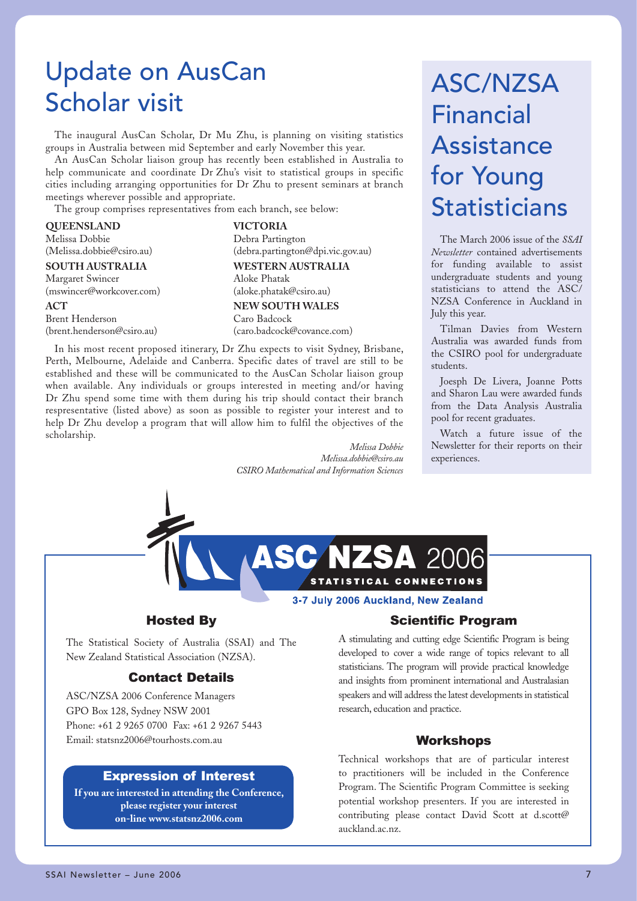# Update on AusCan Scholar visit

The inaugural AusCan Scholar, Dr Mu Zhu, is planning on visiting statistics groups in Australia between mid September and early November this year.

An AusCan Scholar liaison group has recently been established in Australia to help communicate and coordinate Dr Zhu's visit to statistical groups in specific cities including arranging opportunities for Dr Zhu to present seminars at branch meetings wherever possible and appropriate.

The group comprises representatives from each branch, see below:

**QUEENSLAND**
Melissa Dobbie
(Melissa.dobbie@csiro.au)

**SOUTH AUSTRALIA**
Margaret Swincer
(mswincer@workcover.com)

**ACT**
Brent Henderson
(brent.henderson@csiro.au)

**VICTORIA**
Debra Partington
(debra.partington@dpi.vic.gov.au)

**WESTERN AUSTRALIA**
Aloke Phatak
(aloke.phatak@csiro.au)

**NEW SOUTH WALES**
Caro Badcock
(caro.badcock@covance.com)

In his most recent proposed itinerary, Dr Zhu expects to visit Sydney, Brisbane, Perth, Melbourne, Adelaide and Canberra. Specific dates of travel are still to be established and these will be communicated to the AusCan Scholar liaison group when available. Any individuals or groups interested in meeting and/or having Dr Zhu spend some time with them during his trip should contact their branch respresentative (listed above) as soon as possible to register your interest and to help Dr Zhu develop a program that will allow him to fulfil the objectives of the scholarship.

*Melissa Dobbie*
*Melissa.dobbie@csiro.au*
*CSIRO Mathematical and Information Sciences*

# ASC/NZSA Financial Assistance for Young Statisticians

The March 2006 issue of the *SSAI Newsletter* contained advertisements for funding available to assist undergraduate students and young statisticians to attend the ASC/NZSA Conference in Auckland in July this year.

Tilman Davies from Western Australia was awarded funds from the CSIRO pool for undergraduate students.

Joesph De Livera, Joanne Potts and Sharon Lau were awarded funds from the Data Analysis Australia pool for recent graduates.

Watch a future issue of the Newsletter for their reports on their experiences.

# ASC/NZSA 2006

**STATISTICAL CONNECTIONS**

**3-7 July 2006 Auckland, New Zealand**

### Hosted By

The Statistical Society of Australia (SSAI) and The New Zealand Statistical Association (NZSA).

### Contact Details

ASC/NZSA 2006 Conference Managers
GPO Box 128, Sydney NSW 2001
Phone: +61 2 9265 0700 Fax: +61 2 9267 5443
Email: statsnz2006@tourhosts.com.au

### Expression of Interest

**If you are interested in attending the Conference, please register your interest on-line www.statsnz2006.com**

### Scientific Program

A stimulating and cutting edge Scientific Program is being developed to cover a wide range of topics relevant to all statisticians. The program will provide practical knowledge and insights from prominent international and Australasian speakers and will address the latest developments in statistical research, education and practice.

### Workshops

Technical workshops that are of particular interest to practitioners will be included in the Conference Program. The Scientific Program Committee is seeking potential workshop presenters. If you are interested in contributing please contact David Scott at d.scott@auckland.ac.nz.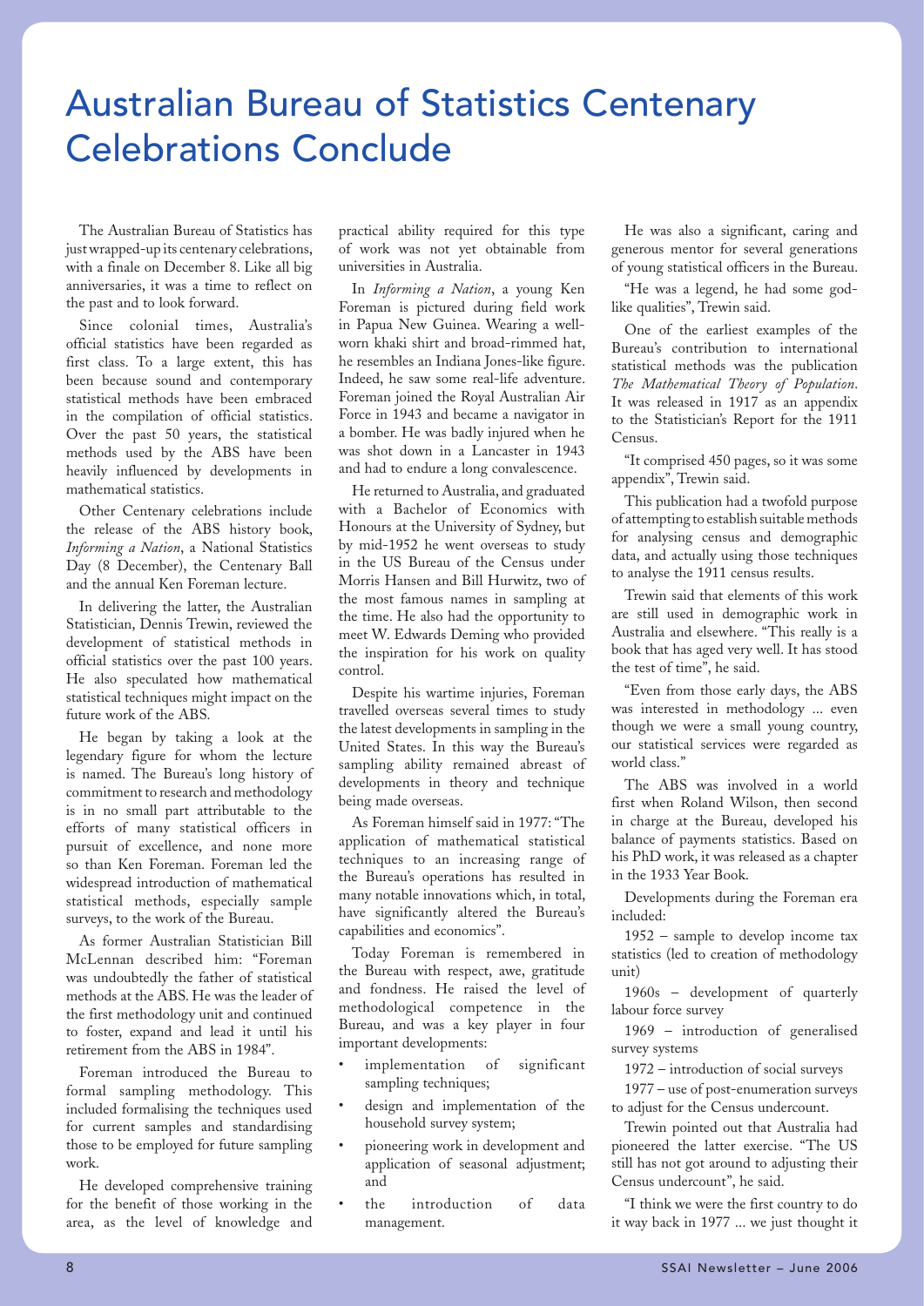# Australian Bureau of Statistics Centenary Celebrations Conclude

The Australian Bureau of Statistics has just wrapped-up its centenary celebrations, with a finale on December 8. Like all big anniversaries, it was a time to reflect on the past and to look forward.

Since colonial times, Australia's official statistics have been regarded as first class. To a large extent, this has been because sound and contemporary statistical methods have been embraced in the compilation of official statistics. Over the past 50 years, the statistical methods used by the ABS have been heavily influenced by developments in mathematical statistics.

Other Centenary celebrations include the release of the ABS history book, *Informing a Nation*, a National Statistics Day (8 December), the Centenary Ball and the annual Ken Foreman lecture.

In delivering the latter, the Australian Statistician, Dennis Trewin, reviewed the development of statistical methods in official statistics over the past 100 years. He also speculated how mathematical statistical techniques might impact on the future work of the ABS.

He began by taking a look at the legendary figure for whom the lecture is named. The Bureau's long history of commitment to research and methodology is in no small part attributable to the efforts of many statistical officers in pursuit of excellence, and none more so than Ken Foreman. Foreman led the widespread introduction of mathematical statistical methods, especially sample surveys, to the work of the Bureau.

As former Australian Statistician Bill McLennan described him: "Foreman was undoubtedly the father of statistical methods at the ABS. He was the leader of the first methodology unit and continued to foster, expand and lead it until his retirement from the ABS in 1984".

Foreman introduced the Bureau to formal sampling methodology. This included formalising the techniques used for current samples and standardising those to be employed for future sampling work.

He developed comprehensive training for the benefit of those working in the area, as the level of knowledge and practical ability required for this type of work was not yet obtainable from universities in Australia.

In *Informing a Nation*, a young Ken Foreman is pictured during field work in Papua New Guinea. Wearing a well-worn khaki shirt and broad-rimmed hat, he resembles an Indiana Jones-like figure. Indeed, he saw some real-life adventure. Foreman joined the Royal Australian Air Force in 1943 and became a navigator in a bomber. He was badly injured when he was shot down in a Lancaster in 1943 and had to endure a long convalescence.

He returned to Australia, and graduated with a Bachelor of Economics with Honours at the University of Sydney, but by mid-1952 he went overseas to study in the US Bureau of the Census under Morris Hansen and Bill Hurwitz, two of the most famous names in sampling at the time. He also had the opportunity to meet W. Edwards Deming who provided the inspiration for his work on quality control.

Despite his wartime injuries, Foreman travelled overseas several times to study the latest developments in sampling in the United States. In this way the Bureau's sampling ability remained abreast of developments in theory and technique being made overseas.

As Foreman himself said in 1977: "The application of mathematical statistical techniques to an increasing range of the Bureau's operations has resulted in many notable innovations which, in total, have significantly altered the Bureau's capabilities and economics".

Today Foreman is remembered in the Bureau with respect, awe, gratitude and fondness. He raised the level of methodological competence in the Bureau, and was a key player in four important developments:

- implementation of significant sampling techniques;
- design and implementation of the household survey system;
- pioneering work in development and application of seasonal adjustment; and
- the introduction of data management.

He was also a significant, caring and generous mentor for several generations of young statistical officers in the Bureau.

"He was a legend, he had some god-like qualities", Trewin said.

One of the earliest examples of the Bureau's contribution to international statistical methods was the publication *The Mathematical Theory of Population*. It was released in 1917 as an appendix to the Statistician's Report for the 1911 Census.

"It comprised 450 pages, so it was some appendix", Trewin said.

This publication had a twofold purpose of attempting to establish suitable methods for analysing census and demographic data, and actually using those techniques to analyse the 1911 census results.

Trewin said that elements of this work are still used in demographic work in Australia and elsewhere. "This really is a book that has aged very well. It has stood the test of time", he said.

"Even from those early days, the ABS was interested in methodology ... even though we were a small young country, our statistical services were regarded as world class."

The ABS was involved in a world first when Roland Wilson, then second in charge at the Bureau, developed his balance of payments statistics. Based on his PhD work, it was released as a chapter in the 1933 Year Book.

Developments during the Foreman era included:

1952 – sample to develop income tax statistics (led to creation of methodology unit)

1960s – development of quarterly labour force survey

1969 – introduction of generalised survey systems

1972 – introduction of social surveys

1977 – use of post-enumeration surveys to adjust for the Census undercount.

Trewin pointed out that Australia had pioneered the latter exercise. "The US still has not got around to adjusting their Census undercount", he said.

"I think we were the first country to do it way back in 1977 ... we just thought it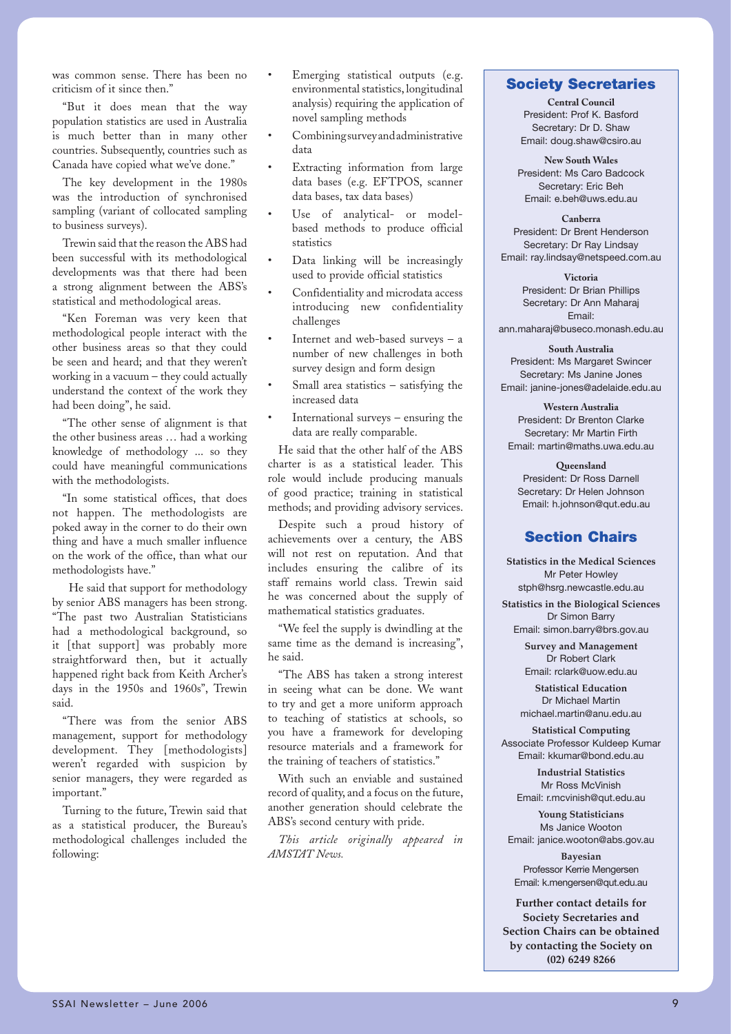was common sense. There has been no criticism of it since then."

"But it does mean that the way population statistics are used in Australia is much better than in many other countries. Subsequently, countries such as Canada have copied what we've done."

The key development in the 1980s was the introduction of synchronised sampling (variant of collocated sampling to business surveys).

Trewin said that the reason the ABS had been successful with its methodological developments was that there had been a strong alignment between the ABS's statistical and methodological areas.

"Ken Foreman was very keen that methodological people interact with the other business areas so that they could be seen and heard; and that they weren't working in a vacuum – they could actually understand the context of the work they had been doing", he said.

"The other sense of alignment is that the other business areas … had a working knowledge of methodology ... so they could have meaningful communications with the methodologists.

"In some statistical offices, that does not happen. The methodologists are poked away in the corner to do their own thing and have a much smaller influence on the work of the office, than what our methodologists have."

He said that support for methodology by senior ABS managers has been strong. "The past two Australian Statisticians had a methodological background, so it [that support] was probably more straightforward then, but it actually happened right back from Keith Archer's days in the 1950s and 1960s", Trewin said.

"There was from the senior ABS management, support for methodology development. They [methodologists] weren't regarded with suspicion by senior managers, they were regarded as important."

Turning to the future, Trewin said that as a statistical producer, the Bureau's methodological challenges included the following:

- Emerging statistical outputs (e.g. environmental statistics, longitudinal analysis) requiring the application of novel sampling methods
- Combining survey and administrative data
- Extracting information from large data bases (e.g. EFTPOS, scanner data bases, tax data bases)
- Use of analytical- or model-based methods to produce official statistics
- Data linking will be increasingly used to provide official statistics
- Confidentiality and microdata access introducing new confidentiality challenges
- Internet and web-based surveys – a number of new challenges in both survey design and form design
- Small area statistics – satisfying the increased data
- International surveys – ensuring the data are really comparable.

He said that the other half of the ABS charter is as a statistical leader. This role would include producing manuals of good practice; training in statistical methods; and providing advisory services.

Despite such a proud history of achievements over a century, the ABS will not rest on reputation. And that includes ensuring the calibre of its staff remains world class. Trewin said he was concerned about the supply of mathematical statistics graduates.

"We feel the supply is dwindling at the same time as the demand is increasing", he said.

"The ABS has taken a strong interest in seeing what can be done. We want to try and get a more uniform approach to teaching of statistics at schools, so you have a framework for developing resource materials and a framework for the training of teachers of statistics."

With such an enviable and sustained record of quality, and a focus on the future, another generation should celebrate the ABS's second century with pride.

*This article originally appeared in AMSTAT News.*

## Society Secretaries

**Central Council**
President: Prof K. Basford
Secretary: Dr D. Shaw
Email: doug.shaw@csiro.au

**New South Wales**
President: Ms Caro Badcock
Secretary: Eric Beh
Email: e.beh@uws.edu.au

**Canberra**
President: Dr Brent Henderson
Secretary: Dr Ray Lindsay
Email: ray.lindsay@netspeed.com.au

**Victoria**
President: Dr Brian Phillips
Secretary: Dr Ann Maharaj
Email: ann.maharaj@buseco.monash.edu.au

**South Australia**
President: Ms Margaret Swincer
Secretary: Ms Janine Jones
Email: janine-jones@adelaide.edu.au

**Western Australia**
President: Dr Brenton Clarke
Secretary: Mr Martin Firth
Email: martin@maths.uwa.edu.au

**Queensland**
President: Dr Ross Darnell
Secretary: Dr Helen Johnson
Email: h.johnson@qut.edu.au

## Section Chairs

**Statistics in the Medical Sciences**
Mr Peter Howley
stph@hsrg.newcastle.edu.au

**Statistics in the Biological Sciences**
Dr Simon Barry
Email: simon.barry@brs.gov.au

**Survey and Management**
Dr Robert Clark
Email: rclark@uow.edu.au

**Statistical Education**
Dr Michael Martin
michael.martin@anu.edu.au

**Statistical Computing**
Associate Professor Kuldeep Kumar
Email: kkumar@bond.edu.au

**Industrial Statistics**
Mr Ross McVinish
Email: r.mcvinish@qut.edu.au

**Young Statisticians**
Ms Janice Wooton
Email: janice.wooton@abs.gov.au

**Bayesian**
Professor Kerrie Mengersen
Email: k.mengersen@qut.edu.au

**Further contact details for Society Secretaries and Section Chairs can be obtained by contacting the Society on (02) 6249 8266**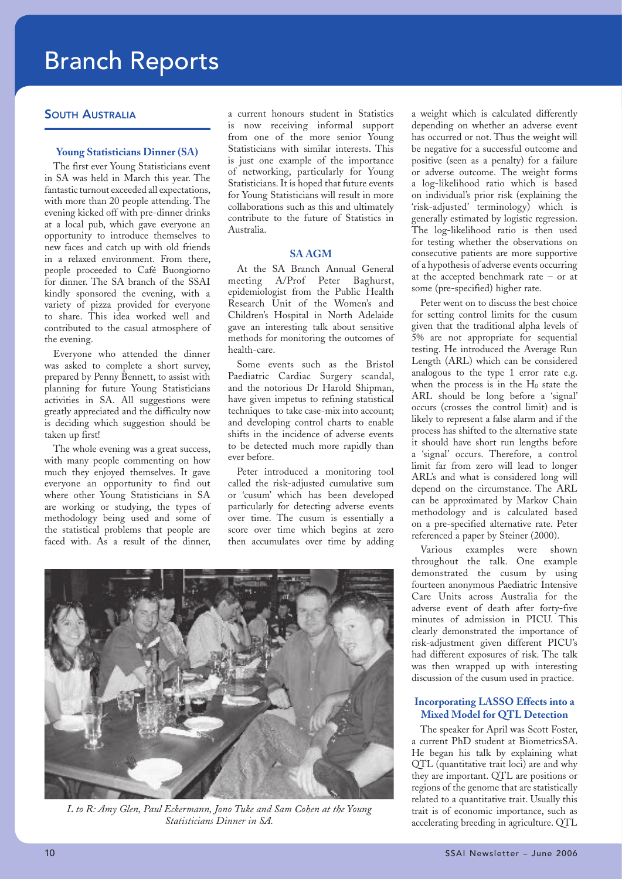# Branch Reports

## South Australia

### Young Statisticians Dinner (SA)

The first ever Young Statisticians event in SA was held in March this year. The fantastic turnout exceeded all expectations, with more than 20 people attending. The evening kicked off with pre-dinner drinks at a local pub, which gave everyone an opportunity to introduce themselves to new faces and catch up with old friends in a relaxed environment. From there, people proceeded to Café Buongiorno for dinner. The SA branch of the SSAI kindly sponsored the evening, with a variety of pizza provided for everyone to share. This idea worked well and contributed to the casual atmosphere of the evening.

Everyone who attended the dinner was asked to complete a short survey, prepared by Penny Bennett, to assist with planning for future Young Statisticians activities in SA. All suggestions were greatly appreciated and the difficulty now is deciding which suggestion should be taken up first!

The whole evening was a great success, with many people commenting on how much they enjoyed themselves. It gave everyone an opportunity to find out where other Young Statisticians in SA are working or studying, the types of methodology being used and some of the statistical problems that people are faced with. As a result of the dinner, a current honours student in Statistics is now receiving informal support from one of the more senior Young Statisticians with similar interests. This is just one example of the importance of networking, particularly for Young Statisticians. It is hoped that future events for Young Statisticians will result in more collaborations such as this and ultimately contribute to the future of Statistics in Australia.

*L to R: Amy Glen, Paul Eckermann, Jono Tuke and Sam Cohen at the Young Statisticians Dinner in SA.*

### SA AGM

At the SA Branch Annual General meeting A/Prof Peter Baghurst, epidemiologist from the Public Health Research Unit of the Women's and Children's Hospital in North Adelaide gave an interesting talk about sensitive methods for monitoring the outcomes of health-care.

Some events such as the Bristol Paediatric Cardiac Surgery scandal, and the notorious Dr Harold Shipman, have given impetus to refining statistical techniques to take case-mix into account; and developing control charts to enable shifts in the incidence of adverse events to be detected much more rapidly than ever before.

Peter introduced a monitoring tool called the risk-adjusted cumulative sum or 'cusum' which has been developed particularly for detecting adverse events over time. The cusum is essentially a score over time which begins at zero then accumulates over time by adding a weight which is calculated differently depending on whether an adverse event has occurred or not. Thus the weight will be negative for a successful outcome and positive (seen as a penalty) for a failure or adverse outcome. The weight forms a log-likelihood ratio which is based on individual's prior risk (explaining the 'risk-adjusted' terminology) which is generally estimated by logistic regression. The log-likelihood ratio is then used for testing whether the observations on consecutive patients are more supportive of a hypothesis of adverse events occurring at the accepted benchmark rate – or at some (pre-specified) higher rate.

Peter went on to discuss the best choice for setting control limits for the cusum given that the traditional alpha levels of 5% are not appropriate for sequential testing. He introduced the Average Run Length (ARL) which can be considered analogous to the type 1 error rate e.g. when the process is in the $H_0$ state the ARL should be long before a 'signal' occurs (crosses the control limit) and is likely to represent a false alarm and if the process has shifted to the alternative state it should have short run lengths before a 'signal' occurs. Therefore, a control limit far from zero will lead to longer ARL's and what is considered long will depend on the circumstance. The ARL can be approximated by Markov Chain methodology and is calculated based on a pre-specified alternative rate. Peter referenced a paper by Steiner (2000).

Various examples were shown throughout the talk. One example demonstrated the cusum by using fourteen anonymous Paediatric Intensive Care Units across Australia for the adverse event of death after forty-five minutes of admission in PICU. This clearly demonstrated the importance of risk-adjustment given different PICU's had different exposures of risk. The talk was then wrapped up with interesting discussion of the cusum used in practice.

### Incorporating LASSO Effects into a Mixed Model for QTL Detection

The speaker for April was Scott Foster, a current PhD student at BiometricsSA. He began his talk by explaining what QTL (quantitative trait loci) are and why they are important. QTL are positions or regions of the genome that are statistically related to a quantitative trait. Usually this trait is of economic importance, such as accelerating breeding in agriculture. QTL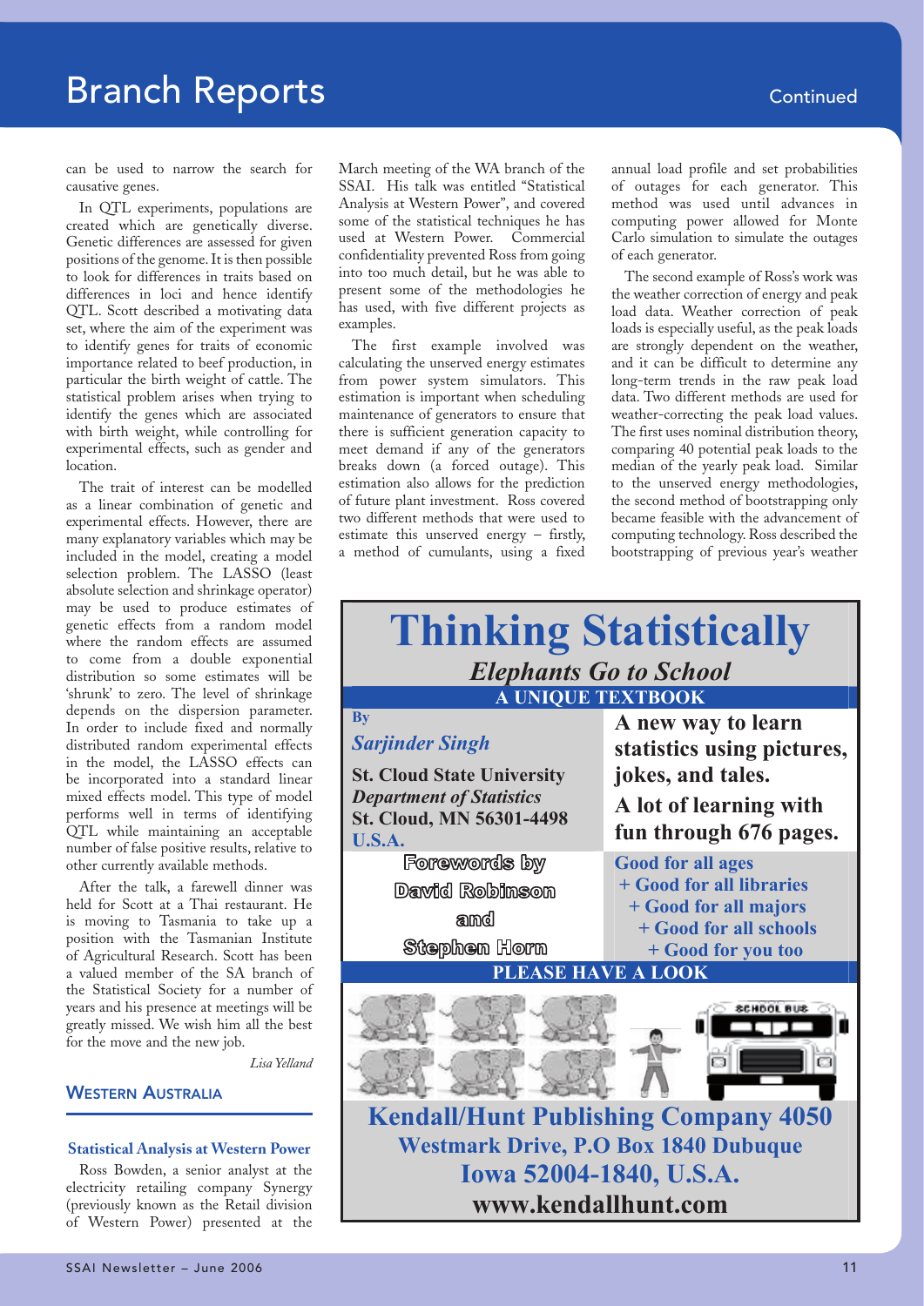can be used to narrow the search for causative genes.

In QTL experiments, populations are created which are genetically diverse. Genetic differences are assessed for given positions of the genome. It is then possible to look for differences in traits based on differences in loci and hence identify QTL. Scott described a motivating data set, where the aim of the experiment was to identify genes for traits of economic importance related to beef production, in particular the birth weight of cattle. The statistical problem arises when trying to identify the genes which are associated with birth weight, while controlling for experimental effects, such as gender and location.

The trait of interest can be modelled as a linear combination of genetic and experimental effects. However, there are many explanatory variables which may be included in the model, creating a model selection problem. The LASSO (least absolute selection and shrinkage operator) may be used to produce estimates of genetic effects from a random model where the random effects are assumed to come from a double exponential distribution so some estimates will be 'shrunk' to zero. The level of shrinkage depends on the dispersion parameter. In order to include fixed and normally distributed random experimental effects in the model, the LASSO effects can be incorporated into a standard linear mixed effects model. This type of model performs well in terms of identifying QTL while maintaining an acceptable number of false positive results, relative to other currently available methods.

After the talk, a farewell dinner was held for Scott at a Thai restaurant. He is moving to Tasmania to take up a position with the Tasmanian Institute of Agricultural Research. Scott has been a valued member of the SA branch of the Statistical Society for a number of years and his presence at meetings will be greatly missed. We wish him all the best for the move and the new job.

*Lisa Yelland*

## Western Australia

### Statistical Analysis at Western Power

Ross Bowden, a senior analyst at the electricity retailing company Synergy (previously known as the Retail division of Western Power) presented at the March meeting of the WA branch of the SSAI. His talk was entitled "Statistical Analysis at Western Power", and covered some of the statistical techniques he has used at Western Power. Commercial confidentiality prevented Ross from going into too much detail, but he was able to present some of the methodologies he has used, with five different projects as examples.

The first example involved was calculating the unserved energy estimates from power system simulators. This estimation is important when scheduling maintenance of generators to ensure that there is sufficient generation capacity to meet demand if any of the generators breaks down (a forced outage). This estimation also allows for the prediction of future plant investment. Ross covered two different methods that were used to estimate this unserved energy – firstly, a method of cumulants, using a fixed annual load profile and set probabilities of outages for each generator. This method was used until advances in computing power allowed for Monte Carlo simulation to simulate the outages of each generator.

The second example of Ross's work was the weather correction of energy and peak load data. Weather correction of peak loads is especially useful, as the peak loads are strongly dependent on the weather, and it can be difficult to determine any long-term trends in the raw peak load data. Two different methods are used for weather-correcting the peak load values. The first uses nominal distribution theory, comparing 40 potential peak loads to the median of the yearly peak load. Similar to the unserved energy methodologies, the second method of bootstrapping only became feasible with the advancement of computing technology. Ross described the bootstrapping of previous year's weather

---

# Thinking Statistically

## *Elephants Go to School*

**A UNIQUE TEXTBOOK**

**By**
***Sarjinder Singh***
**St. Cloud State University**
***Department of Statistics***
**St. Cloud, MN 56301-4498**
**U.S.A.**

**A new way to learn statistics using pictures, jokes, and tales.**

**A lot of learning with fun through 676 pages.**

**Forewords by David Robinson and Stephen Horn**

**Good for all ages**
**+ Good for all libraries**
**+ Good for all majors**
**+ Good for all schools**
**+ Good for you too**

**PLEASE HAVE A LOOK**

**Kendall/Hunt Publishing Company 4050 Westmark Drive, P.O Box 1840 Dubuque Iowa 52004-1840, U.S.A.**
**www.kendallhunt.com**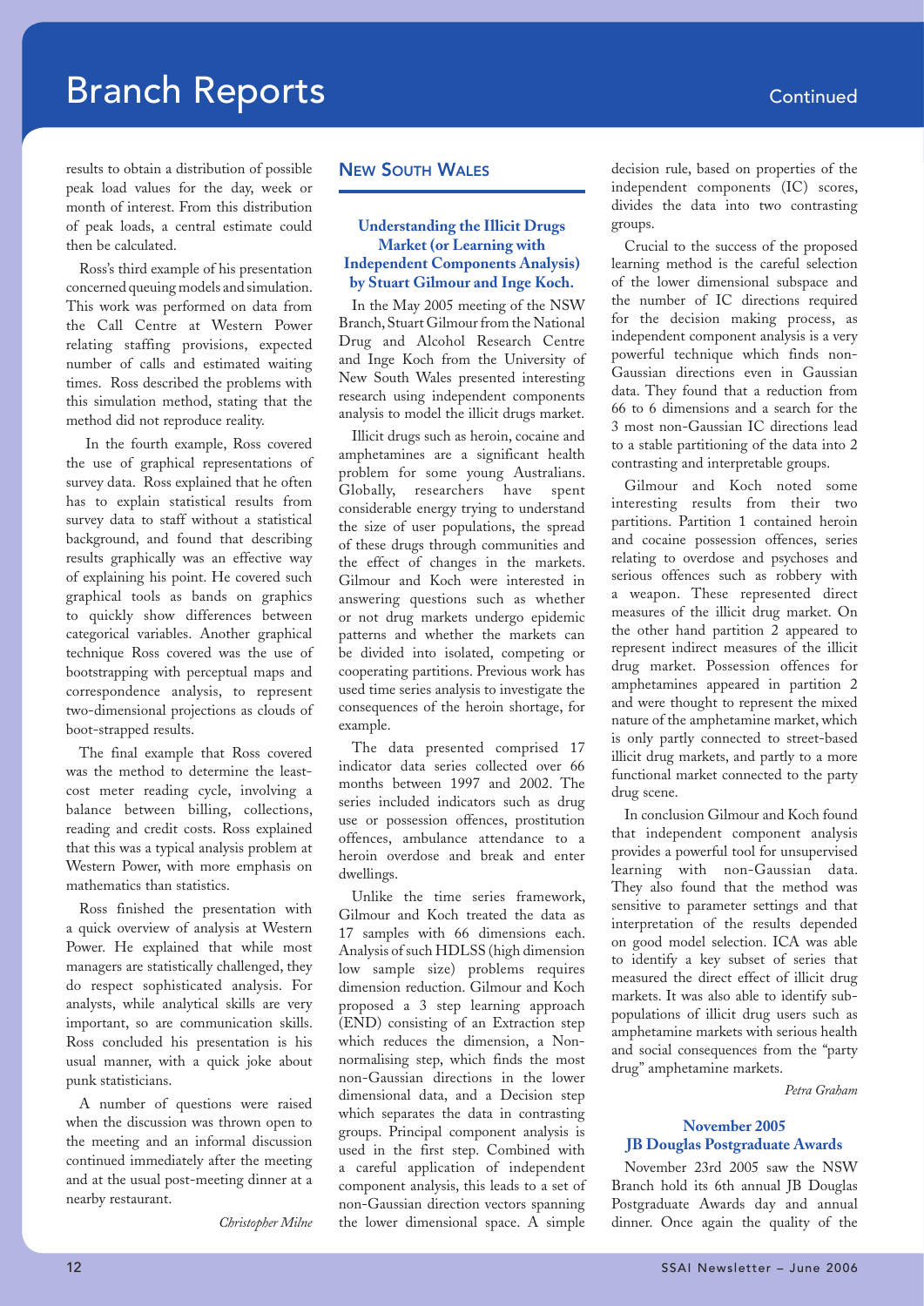results to obtain a distribution of possible peak load values for the day, week or month of interest. From this distribution of peak loads, a central estimate could then be calculated.

Ross's third example of his presentation concerned queuing models and simulation. This work was performed on data from the Call Centre at Western Power relating staffing provisions, expected number of calls and estimated waiting times. Ross described the problems with this simulation method, stating that the method did not reproduce reality.

In the fourth example, Ross covered the use of graphical representations of survey data. Ross explained that he often has to explain statistical results from survey data to staff without a statistical background, and found that describing results graphically was an effective way of explaining his point. He covered such graphical tools as bands on graphics to quickly show differences between categorical variables. Another graphical technique Ross covered was the use of bootstrapping with perceptual maps and correspondence analysis, to represent two-dimensional projections as clouds of boot-strapped results.

The final example that Ross covered was the method to determine the least-cost meter reading cycle, involving a balance between billing, collections, reading and credit costs. Ross explained that this was a typical analysis problem at Western Power, with more emphasis on mathematics than statistics.

Ross finished the presentation with a quick overview of analysis at Western Power. He explained that while most managers are statistically challenged, they do respect sophisticated analysis. For analysts, while analytical skills are very important, so are communication skills. Ross concluded his presentation is his usual manner, with a quick joke about punk statisticians.

A number of questions were raised when the discussion was thrown open to the meeting and an informal discussion continued immediately after the meeting and at the usual post-meeting dinner at a nearby restaurant.

*Christopher Milne*

## New South Wales

### Understanding the Illicit Drugs Market (or Learning with Independent Components Analysis) by Stuart Gilmour and Inge Koch.

In the May 2005 meeting of the NSW Branch, Stuart Gilmour from the National Drug and Alcohol Research Centre and Inge Koch from the University of New South Wales presented interesting research using independent components analysis to model the illicit drugs market.

Illicit drugs such as heroin, cocaine and amphetamines are a significant health problem for some young Australians. Globally, researchers have spent considerable energy trying to understand the size of user populations, the spread of these drugs through communities and the effect of changes in the markets. Gilmour and Koch were interested in answering questions such as whether or not drug markets undergo epidemic patterns and whether the markets can be divided into isolated, competing or cooperating partitions. Previous work has used time series analysis to investigate the consequences of the heroin shortage, for example.

The data presented comprised 17 indicator data series collected over 66 months between 1997 and 2002. The series included indicators such as drug use or possession offences, prostitution offences, ambulance attendance to a heroin overdose and break and enter dwellings.

Unlike the time series framework, Gilmour and Koch treated the data as 17 samples with 66 dimensions each. Analysis of such HDLSS (high dimension low sample size) problems requires dimension reduction. Gilmour and Koch proposed a 3 step learning approach (END) consisting of an Extraction step which reduces the dimension, a Non-normalising step, which finds the most non-Gaussian directions in the lower dimensional data, and a Decision step which separates the data in contrasting groups. Principal component analysis is used in the first step. Combined with a careful application of independent component analysis, this leads to a set of non-Gaussian direction vectors spanning the lower dimensional space. A simple decision rule, based on properties of the independent components (IC) scores, divides the data into two contrasting groups.

Crucial to the success of the proposed learning method is the careful selection of the lower dimensional subspace and the number of IC directions required for the decision making process, as independent component analysis is a very powerful technique which finds non-Gaussian directions even in Gaussian data. They found that a reduction from 66 to 6 dimensions and a search for the 3 most non-Gaussian IC directions lead to a stable partitioning of the data into 2 contrasting and interpretable groups.

Gilmour and Koch noted some interesting results from their two partitions. Partition 1 contained heroin and cocaine possession offences, series relating to overdose and psychoses and serious offences such as robbery with a weapon. These represented direct measures of the illicit drug market. On the other hand partition 2 appeared to represent indirect measures of the illicit drug market. Possession offences for amphetamines appeared in partition 2 and were thought to represent the mixed nature of the amphetamine market, which is only partly connected to street-based illicit drug markets, and partly to a more functional market connected to the party drug scene.

In conclusion Gilmour and Koch found that independent component analysis provides a powerful tool for unsupervised learning with non-Gaussian data. They also found that the method was sensitive to parameter settings and that interpretation of the results depended on good model selection. ICA was able to identify a key subset of series that measured the direct effect of illicit drug markets. It was also able to identify sub-populations of illicit drug users such as amphetamine markets with serious health and social consequences from the "party drug" amphetamine markets.

*Petra Graham*

### November 2005 JB Douglas Postgraduate Awards

November 23rd 2005 saw the NSW Branch hold its 6th annual JB Douglas Postgraduate Awards day and annual dinner. Once again the quality of the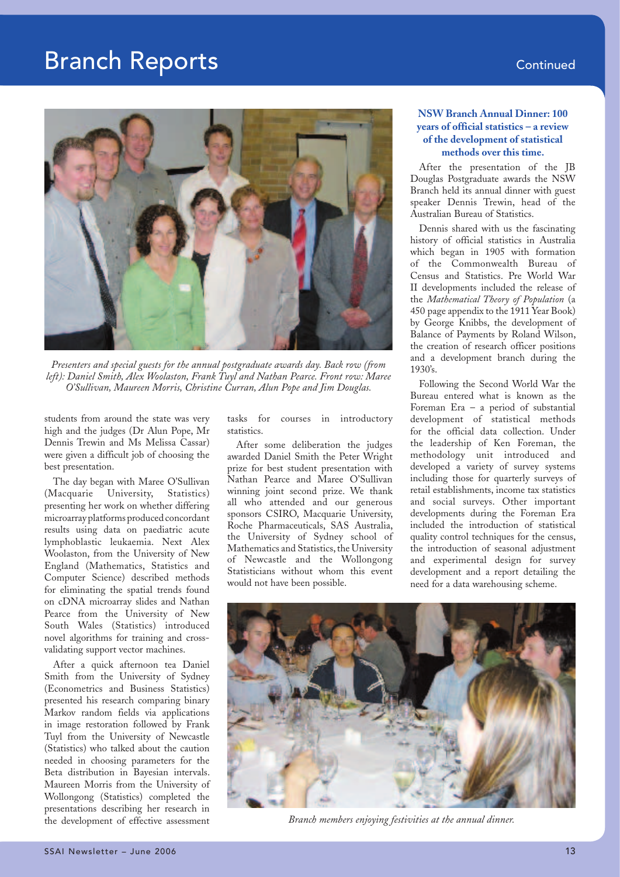Presenters and special guests for the annual postgraduate awards day. Back row (from left): Daniel Smith, Alex Woolaston, Frank Tuyl and Nathan Pearce. Front row: Maree O'Sullivan, Maureen Morris, Christine Curran, Alun Pope and Jim Douglas.

students from around the state was very high and the judges (Dr Alun Pope, Mr Dennis Trewin and Ms Melissa Cassar) were given a difficult job of choosing the best presentation.

The day began with Maree O'Sullivan (Macquarie University, Statistics) presenting her work on whether differing microarray platforms produced concordant results using data on paediatric acute lymphoblastic leukaemia. Next Alex Woolaston, from the University of New England (Mathematics, Statistics and Computer Science) described methods for eliminating the spatial trends found on cDNA microarray slides and Nathan Pearce from the University of New South Wales (Statistics) introduced novel algorithms for training and cross-validating support vector machines.

After a quick afternoon tea Daniel Smith from the University of Sydney (Econometrics and Business Statistics) presented his research comparing binary Markov random fields via applications in image restoration followed by Frank Tuyl from the University of Newcastle (Statistics) who talked about the caution needed in choosing parameters for the Beta distribution in Bayesian intervals. Maureen Morris from the University of Wollongong (Statistics) completed the presentations describing her research in the development of effective assessment tasks for courses in introductory statistics.

After some deliberation the judges awarded Daniel Smith the Peter Wright prize for best student presentation with Nathan Pearce and Maree O'Sullivan winning joint second prize. We thank all who attended and our generous sponsors CSIRO, Macquarie University, Roche Pharmaceuticals, SAS Australia, the University of Sydney school of Mathematics and Statistics, the University of Newcastle and the Wollongong Statisticians without whom this event would not have been possible.

### NSW Branch Annual Dinner: 100 years of official statistics – a review of the development of statistical methods over this time.

After the presentation of the JB Douglas Postgraduate awards the NSW Branch held its annual dinner with guest speaker Dennis Trewin, head of the Australian Bureau of Statistics.

Dennis shared with us the fascinating history of official statistics in Australia which began in 1905 with formation of the Commonwealth Bureau of Census and Statistics. Pre World War II developments included the release of the *Mathematical Theory of Population* (a 450 page appendix to the 1911 Year Book) by George Knibbs, the development of Balance of Payments by Roland Wilson, the creation of research officer positions and a development branch during the 1930's.

Following the Second World War the Bureau entered what is known as the Foreman Era – a period of substantial development of statistical methods for the official data collection. Under the leadership of Ken Foreman, the methodology unit introduced and developed a variety of survey systems including those for quarterly surveys of retail establishments, income tax statistics and social surveys. Other important developments during the Foreman Era included the introduction of statistical quality control techniques for the census, the introduction of seasonal adjustment and experimental design for survey development and a report detailing the need for a data warehousing scheme.

Branch members enjoying festivities at the annual dinner.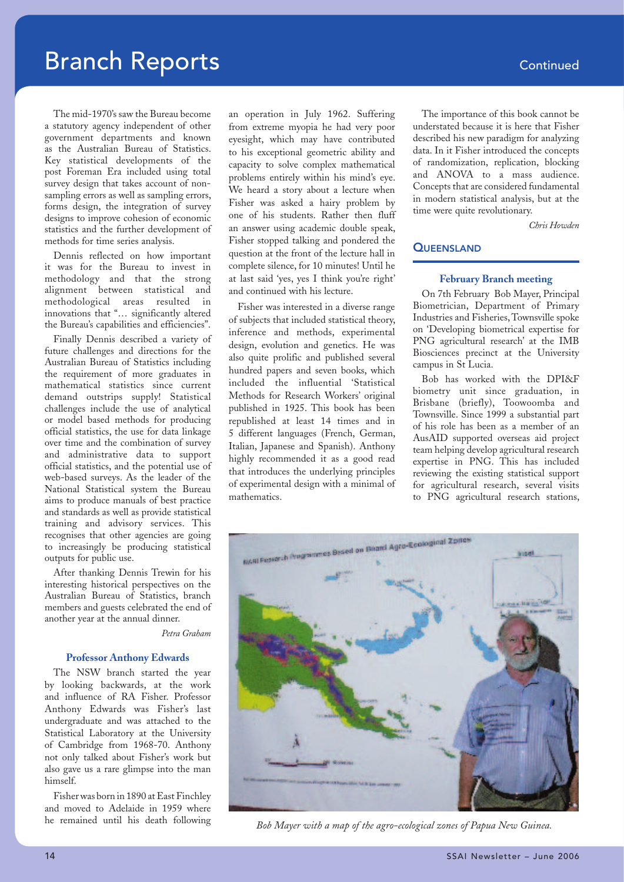The mid-1970's saw the Bureau become a statutory agency independent of other government departments and known as the Australian Bureau of Statistics. Key statistical developments of the post Foreman Era included using total survey design that takes account of non-sampling errors as well as sampling errors, forms design, the integration of survey designs to improve cohesion of economic statistics and the further development of methods for time series analysis.

Dennis reflected on how important it was for the Bureau to invest in methodology and that the strong alignment between statistical and methodological areas resulted in innovations that "… significantly altered the Bureau's capabilities and efficiencies".

Finally Dennis described a variety of future challenges and directions for the Australian Bureau of Statistics including the requirement of more graduates in mathematical statistics since current demand outstrips supply! Statistical challenges include the use of analytical or model based methods for producing official statistics, the use for data linkage over time and the combination of survey and administrative data to support official statistics, and the potential use of web-based surveys. As the leader of the National Statistical system the Bureau aims to produce manuals of best practice and standards as well as provide statistical training and advisory services. This recognises that other agencies are going to increasingly be producing statistical outputs for public use.

After thanking Dennis Trewin for his interesting historical perspectives on the Australian Bureau of Statistics, branch members and guests celebrated the end of another year at the annual dinner.

*Petra Graham*

### Professor Anthony Edwards

The NSW branch started the year by looking backwards, at the work and influence of RA Fisher. Professor Anthony Edwards was Fisher's last undergraduate and was attached to the Statistical Laboratory at the University of Cambridge from 1968-70. Anthony not only talked about Fisher's work but also gave us a rare glimpse into the man himself.

Fisher was born in 1890 at East Finchley and moved to Adelaide in 1959 where he remained until his death following an operation in July 1962. Suffering from extreme myopia he had very poor eyesight, which may have contributed to his exceptional geometric ability and capacity to solve complex mathematical problems entirely within his mind's eye. We heard a story about a lecture when Fisher was asked a hairy problem by one of his students. Rather then fluff an answer using academic double speak, Fisher stopped talking and pondered the question at the front of the lecture hall in complete silence, for 10 minutes! Until he at last said 'yes, yes I think you're right' and continued with his lecture.

Fisher was interested in a diverse range of subjects that included statistical theory, inference and methods, experimental design, evolution and genetics. He was also quite prolific and published several hundred papers and seven books, which included the influential 'Statistical Methods for Research Workers' original published in 1925. This book has been republished at least 14 times and in 5 different languages (French, German, Italian, Japanese and Spanish). Anthony highly recommended it as a good read that introduces the underlying principles of experimental design with a minimal of mathematics.

The importance of this book cannot be understated because it is here that Fisher described his new paradigm for analyzing data. In it Fisher introduced the concepts of randomization, replication, blocking and ANOVA to a mass audience. Concepts that are considered fundamental in modern statistical analysis, but at the time were quite revolutionary.

*Chris Howden*

## Queensland

### February Branch meeting

On 7th February Bob Mayer, Principal Biometrician, Department of Primary Industries and Fisheries, Townsville spoke on 'Developing biometrical expertise for PNG agricultural research' at the IMB Biosciences precinct at the University campus in St Lucia.

Bob has worked with the DPI&F biometry unit since graduation, in Brisbane (briefly), Toowoomba and Townsville. Since 1999 a substantial part of his role has been as a member of an AusAID supported overseas aid project team helping develop agricultural research expertise in PNG. This has included reviewing the existing statistical support for agricultural research, several visits to PNG agricultural research stations,

*Bob Mayer with a map of the agro-ecological zones of Papua New Guinea.*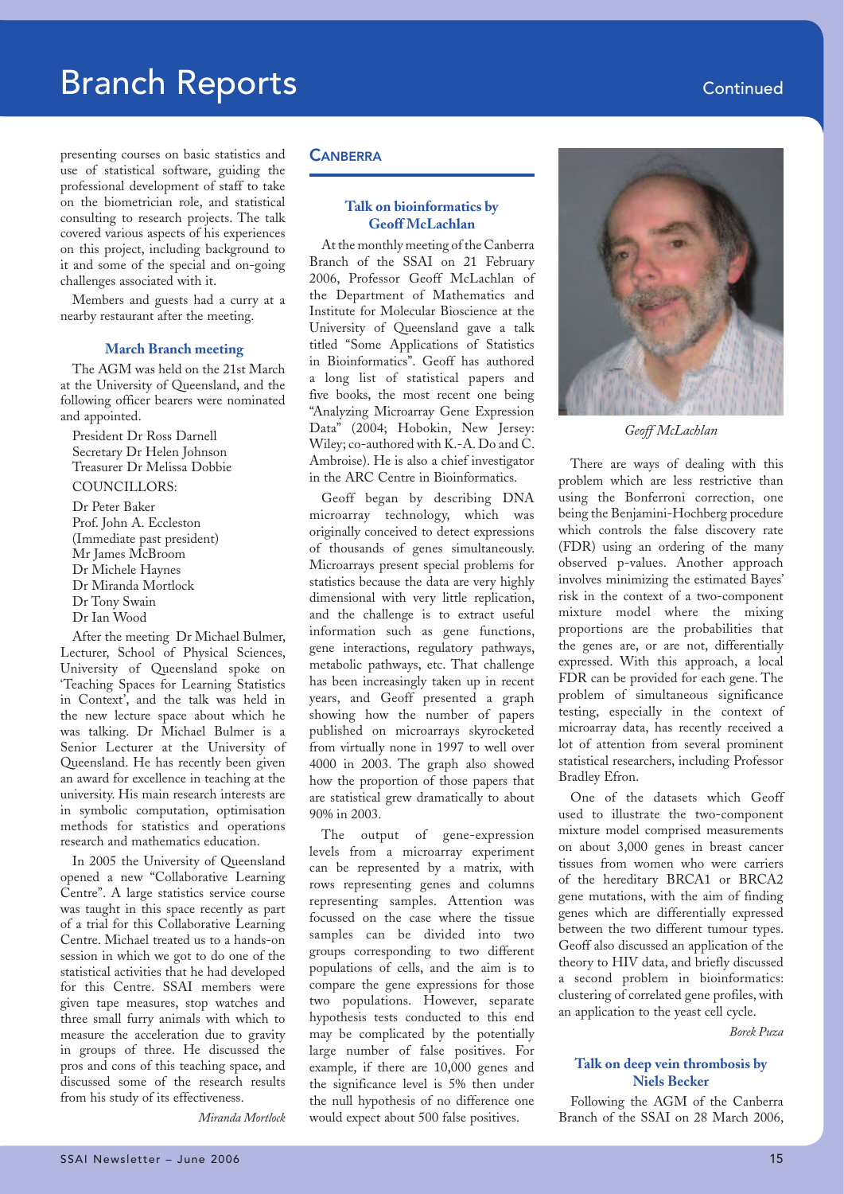presenting courses on basic statistics and use of statistical software, guiding the professional development of staff to take on the biometrician role, and statistical consulting to research projects. The talk covered various aspects of his experiences on this project, including background to it and some of the special and on-going challenges associated with it.

Members and guests had a curry at a nearby restaurant after the meeting.

### March Branch meeting

The AGM was held on the 21st March at the University of Queensland, and the following officer bearers were nominated and appointed.

President Dr Ross Darnell
Secretary Dr Helen Johnson
Treasurer Dr Melissa Dobbie

COUNCILLORS:

Dr Peter Baker
Prof. John A. Eccleston (Immediate past president)
Mr James McBroom
Dr Michele Haynes
Dr Miranda Mortlock
Dr Tony Swain
Dr Ian Wood

After the meeting Dr Michael Bulmer, Lecturer, School of Physical Sciences, University of Queensland spoke on 'Teaching Spaces for Learning Statistics in Context', and the talk was held in the new lecture space about which he was talking. Dr Michael Bulmer is a Senior Lecturer at the University of Queensland. He has recently been given an award for excellence in teaching at the university. His main research interests are in symbolic computation, optimisation methods for statistics and operations research and mathematics education.

In 2005 the University of Queensland opened a new "Collaborative Learning Centre". A large statistics service course was taught in this space recently as part of a trial for this Collaborative Learning Centre. Michael treated us to a hands-on session in which we got to do one of the statistical activities that he had developed for this Centre. SSAI members were given tape measures, stop watches and three small furry animals with which to measure the acceleration due to gravity in groups of three. He discussed the pros and cons of this teaching space, and discussed some of the research results from his study of its effectiveness.

*Miranda Mortlock*

## Canberra

### Talk on bioinformatics by Geoff McLachlan

At the monthly meeting of the Canberra Branch of the SSAI on 21 February 2006, Professor Geoff McLachlan of the Department of Mathematics and Institute for Molecular Bioscience at the University of Queensland gave a talk titled "Some Applications of Statistics in Bioinformatics". Geoff has authored a long list of statistical papers and five books, the most recent one being "Analyzing Microarray Gene Expression Data" (2004; Hobokin, New Jersey: Wiley; co-authored with K.-A. Do and C. Ambroise). He is also a chief investigator in the ARC Centre in Bioinformatics.

Geoff began by describing DNA microarray technology, which was originally conceived to detect expressions of thousands of genes simultaneously. Microarrays present special problems for statistics because the data are very highly dimensional with very little replication, and the challenge is to extract useful information such as gene functions, gene interactions, regulatory pathways, metabolic pathways, etc. That challenge has been increasingly taken up in recent years, and Geoff presented a graph showing how the number of papers published on microarrays skyrocketed from virtually none in 1997 to well over 4000 in 2003. The graph also showed how the proportion of those papers that are statistical grew dramatically to about 90% in 2003.

The output of gene-expression levels from a microarray experiment can be represented by a matrix, with rows representing genes and columns representing samples. Attention was focussed on the case where the tissue samples can be divided into two groups corresponding to two different populations of cells, and the aim is to compare the gene expressions for those two populations. However, separate hypothesis tests conducted to this end may be complicated by the potentially large number of false positives. For example, if there are 10,000 genes and the significance level is 5% then under the null hypothesis of no difference one would expect about 500 false positives.

*Geoff McLachlan*

There are ways of dealing with this problem which are less restrictive than using the Bonferroni correction, one being the Benjamini-Hochberg procedure which controls the false discovery rate (FDR) using an ordering of the many observed p-values. Another approach involves minimizing the estimated Bayes' risk in the context of a two-component mixture model where the mixing proportions are the probabilities that the genes are, or are not, differentially expressed. With this approach, a local FDR can be provided for each gene. The problem of simultaneous significance testing, especially in the context of microarray data, has recently received a lot of attention from several prominent statistical researchers, including Professor Bradley Efron.

One of the datasets which Geoff used to illustrate the two-component mixture model comprised measurements on about 3,000 genes in breast cancer tissues from women who were carriers of the hereditary BRCA1 or BRCA2 gene mutations, with the aim of finding genes which are differentially expressed between the two different tumour types. Geoff also discussed an application of the theory to HIV data, and briefly discussed a second problem in bioinformatics: clustering of correlated gene profiles, with an application to the yeast cell cycle.

*Borek Puza*

### Talk on deep vein thrombosis by Niels Becker

Following the AGM of the Canberra Branch of the SSAI on 28 March 2006,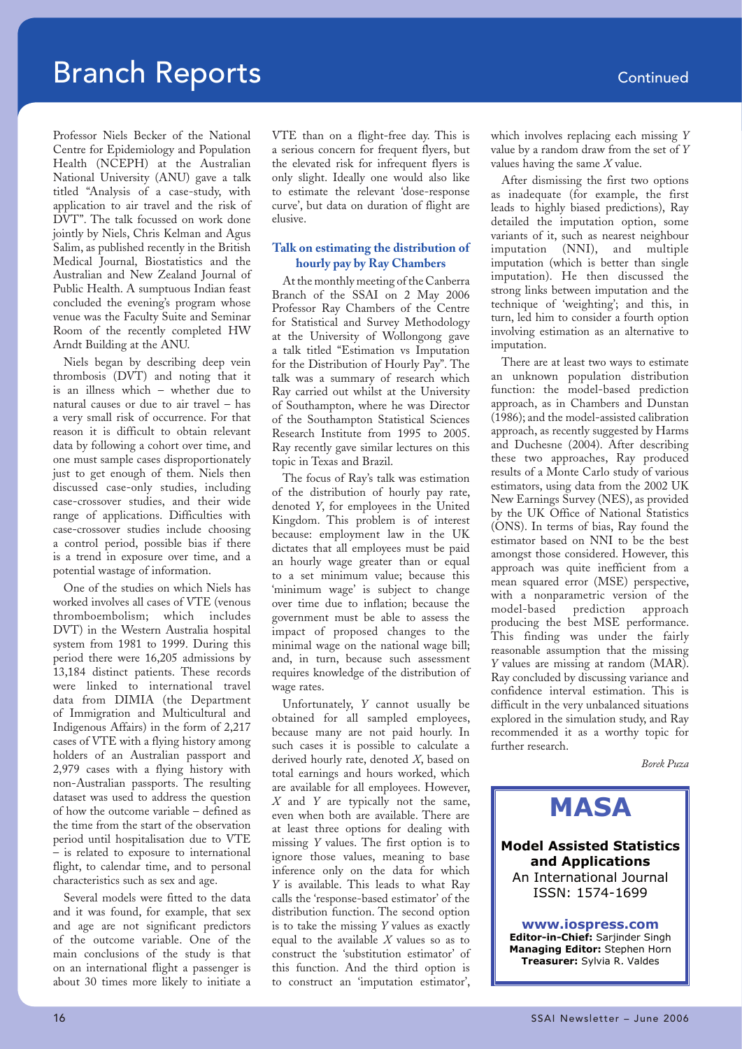Professor Niels Becker of the National Centre for Epidemiology and Population Health (NCEPH) at the Australian National University (ANU) gave a talk titled "Analysis of a case-study, with application to air travel and the risk of DVT". The talk focussed on work done jointly by Niels, Chris Kelman and Agus Salim, as published recently in the British Medical Journal, Biostatistics and the Australian and New Zealand Journal of Public Health. A sumptuous Indian feast concluded the evening's program whose venue was the Faculty Suite and Seminar Room of the recently completed HW Arndt Building at the ANU.

Niels began by describing deep vein thrombosis (DVT) and noting that it is an illness which – whether due to natural causes or due to air travel – has a very small risk of occurrence. For that reason it is difficult to obtain relevant data by following a cohort over time, and one must sample cases disproportionately just to get enough of them. Niels then discussed case-only studies, including case-crossover studies, and their wide range of applications. Difficulties with case-crossover studies include choosing a control period, possible bias if there is a trend in exposure over time, and a potential wastage of information.

One of the studies on which Niels has worked involves all cases of VTE (venous thromboembolism; which includes DVT) in the Western Australia hospital system from 1981 to 1999. During this period there were 16,205 admissions by 13,184 distinct patients. These records were linked to international travel data from DIMIA (the Department of Immigration and Multicultural and Indigenous Affairs) in the form of 2,217 cases of VTE with a flying history among holders of an Australian passport and 2,979 cases with a flying history with non-Australian passports. The resulting dataset was used to address the question of how the outcome variable – defined as the time from the start of the observation period until hospitalisation due to VTE – is related to exposure to international flight, to calendar time, and to personal characteristics such as sex and age.

Several models were fitted to the data and it was found, for example, that sex and age are not significant predictors of the outcome variable. One of the main conclusions of the study is that on an international flight a passenger is about 30 times more likely to initiate a VTE than on a flight-free day. This is a serious concern for frequent flyers, but the elevated risk for infrequent flyers is only slight. Ideally one would also like to estimate the relevant 'dose-response curve', but data on duration of flight are elusive.

### Talk on estimating the distribution of hourly pay by Ray Chambers

At the monthly meeting of the Canberra Branch of the SSAI on 2 May 2006 Professor Ray Chambers of the Centre for Statistical and Survey Methodology at the University of Wollongong gave a talk titled "Estimation vs Imputation for the Distribution of Hourly Pay". The talk was a summary of research which Ray carried out whilst at the University of Southampton, where he was Director of the Southampton Statistical Sciences Research Institute from 1995 to 2005. Ray recently gave similar lectures on this topic in Texas and Brazil.

The focus of Ray's talk was estimation of the distribution of hourly pay rate, denoted $Y$, for employees in the United Kingdom. This problem is of interest because: employment law in the UK dictates that all employees must be paid an hourly wage greater than or equal to a set minimum value; because this 'minimum wage' is subject to change over time due to inflation; because the government must be able to assess the impact of proposed changes to the minimal wage on the national wage bill; and, in turn, because such assessment requires knowledge of the distribution of wage rates.

Unfortunately, $Y$ cannot usually be obtained for all sampled employees, because many are not paid hourly. In such cases it is possible to calculate a derived hourly rate, denoted $X$, based on total earnings and hours worked, which are available for all employees. However, $X$ and $Y$ are typically not the same, even when both are available. There are at least three options for dealing with missing $Y$ values. The first option is to ignore those values, meaning to base inference only on the data for which $Y$ is available. This leads to what Ray calls the 'response-based estimator' of the distribution function. The second option is to take the missing $Y$ values as exactly equal to the available $X$ values so as to construct the 'substitution estimator' of this function. And the third option is to construct an 'imputation estimator', which involves replacing each missing $Y$ value by a random draw from the set of $Y$ values having the same $X$ value.

After dismissing the first two options as inadequate (for example, the first leads to highly biased predictions), Ray detailed the imputation option, some variants of it, such as nearest neighbour imputation (NNI), and multiple imputation (which is better than single imputation). He then discussed the strong links between imputation and the technique of 'weighting'; and this, in turn, led him to consider a fourth option involving estimation as an alternative to imputation.

There are at least two ways to estimate an unknown population distribution function: the model-based prediction approach, as in Chambers and Dunstan (1986); and the model-assisted calibration approach, as recently suggested by Harms and Duchesne (2004). After describing these two approaches, Ray produced results of a Monte Carlo study of various estimators, using data from the 2002 UK New Earnings Survey (NES), as provided by the UK Office of National Statistics (ONS). In terms of bias, Ray found the estimator based on NNI to be the best amongst those considered. However, this approach was quite inefficient from a mean squared error (MSE) perspective, with a nonparametric version of the model-based prediction approach producing the best MSE performance. This finding was under the fairly reasonable assumption that the missing $Y$ values are missing at random (MAR). Ray concluded by discussing variance and confidence interval estimation. This is difficult in the very unbalanced situations explored in the simulation study, and Ray recommended it as a worthy topic for further research.

*Borek Puza*

---

**MASA**

**Model Assisted Statistics and Applications**
An International Journal
ISSN: 1574-1699

**www.iospress.com**
**Editor-in-Chief:** Sarjinder Singh
**Managing Editor:** Stephen Horn
**Treasurer:** Sylvia R. Valdes